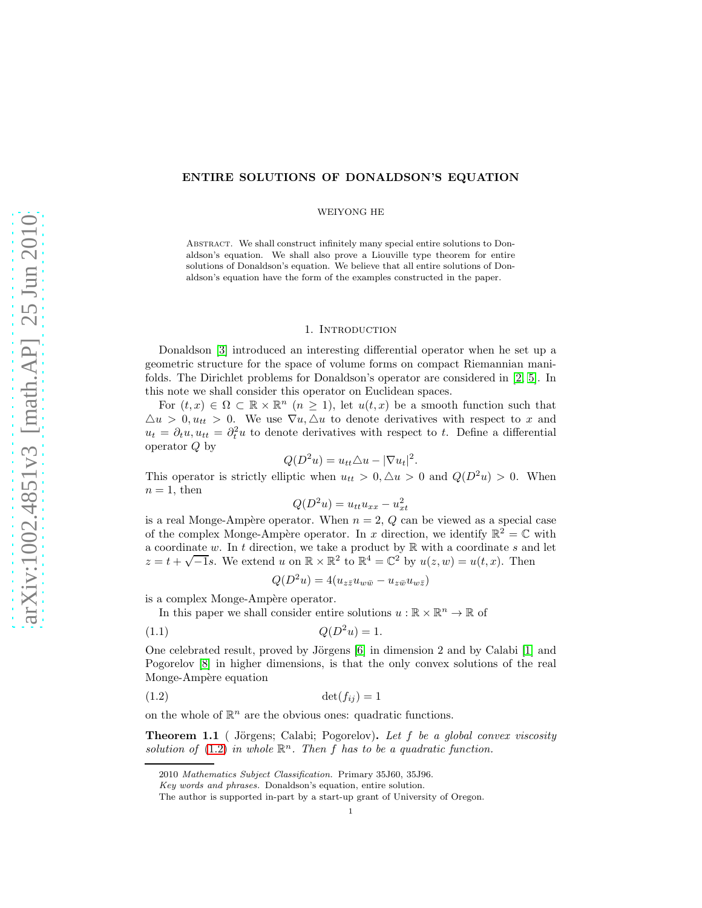# ENTIRE SOLUTIONS OF DONALDSON'S EQUATION

WEIYONG HE

Abstract. We shall construct infinitely many special entire solutions to Donaldson's equation. We shall also prove a Liouville type theorem for entire solutions of Donaldson's equation. We believe that all entire solutions of Donaldson's equation have the form of the examples constructed in the paper.

## 1. Introduction

Donaldson [3] introduced an interesting differential operator when he set up a geometric structure for the space of volume forms on compact Riemannian manifolds. The Dirichlet problems for Donaldson's operator are considered in [2, 5]. In this note we shall consider this operator on Euclidean spaces.

For $(t, x) \in \Omega \subset \mathbb{R} \times \mathbb{R}^n$ $(n \geq 1)$, let $u(t, x)$ be a smooth function such that $\triangle u > 0, u_{tt} > 0$. We use $\nabla u, \triangle u$ to denote derivatives with respect to $x$ and $u_t = \partial_t u, u_{tt} = \partial_t^2 u$ to denote derivatives with respect to $t$. Define a differential operator $Q$ by

$$Q(D^2 u) = u_{tt} \triangle u - |\nabla u_t|^2.$$

This operator is strictly elliptic when $u_{tt} > 0, \triangle u > 0$ and $Q(D^2u) > 0$. When $n = 1$, then

$$Q(D^2 u) = u_{tt} u_{xx} - u_{xt}^2$$

is a real Monge-Ampère operator. When $n = 2$, $Q$ can be viewed as a special case of the complex Monge-Ampère operator. In $x$ direction, we identify $\mathbb{R}^2 = \mathbb{C}$ with a coordinate $w$. In $t$ direction, we take a product by $\mathbb{R}$ with a coordinate $s$ and let $z = t + \sqrt{-1}s$. We extend $u$ on $\mathbb{R} \times \mathbb{R}^2$ to $\mathbb{R}^4 = \mathbb{C}^2$ by $u(z, w) = u(t, x)$. Then

$$Q(D^2 u) = 4(u_{z\bar{z}} u_{w\bar{w}} - u_{z\bar{w}} u_{w\bar{z}})$$

is a complex Monge-Ampère operator.

In this paper we shall consider entire solutions $u : \mathbb{R} \times \mathbb{R}^n \to \mathbb{R}$ of

$$Q(D^2 u) = 1. \tag{1.1}$$

One celebrated result, proved by Jörgens [6] in dimension 2 and by Calabi [1] and Pogorelov [8] in higher dimensions, is that the only convex solutions of the real Monge-Ampère equation

$$\det(f_{ij}) = 1 \tag{1.2}$$

on the whole of $\mathbb{R}^n$ are the obvious ones: quadratic functions.

**Theorem 1.1** ( Jörgens; Calabi; Pogorelov). *Let $f$ be a global convex viscosity solution of (1.2) in whole $\mathbb{R}^n$. Then $f$ has to be a quadratic function.*

---

2010 *Mathematics Subject Classification.* Primary 35J60, 35J96.

*Key words and phrases.* Donaldson's equation, entire solution.

The author is supported in-part by a start-up grant of University of Oregon.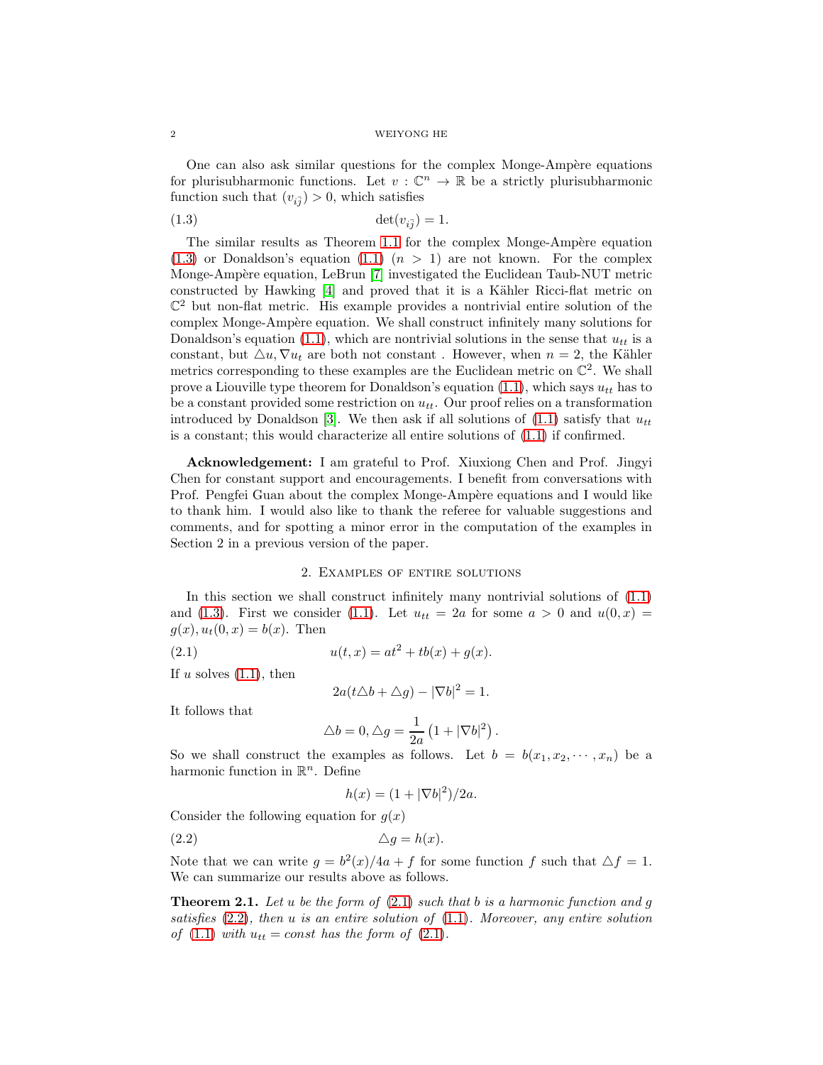One can also ask similar questions for the complex Monge-Ampère equations for plurisubharmonic functions. Let $v : \mathbb{C}^n \to \mathbb{R}$ be a strictly plurisubharmonic function such that $(v_{i\bar{j}}) > 0$, which satisfies

$$\det(v_{i\bar{j}}) = 1. \tag{1.3}$$

The similar results as Theorem 1.1 for the complex Monge-Ampère equation (1.3) or Donaldson's equation (1.1) ($n > 1$) are not known. For the complex Monge-Ampère equation, LeBrun [7] investigated the Euclidean Taub-NUT metric constructed by Hawking [4] and proved that it is a Kähler Ricci-flat metric on $\mathbb{C}^2$ but non-flat metric. His example provides a nontrivial entire solution of the complex Monge-Ampère equation. We shall construct infinitely many solutions for Donaldson's equation (1.1), which are nontrivial solutions in the sense that $u_{tt}$ is a constant, but $\triangle u, \nabla u_t$ are both not constant . However, when $n = 2$, the Kähler metrics corresponding to these examples are the Euclidean metric on $\mathbb{C}^2$. We shall prove a Liouville type theorem for Donaldson's equation (1.1), which says $u_{tt}$ has to be a constant provided some restriction on $u_{tt}$. Our proof relies on a transformation introduced by Donaldson [3]. We then ask if all solutions of (1.1) satisfy that $u_{tt}$ is a constant; this would characterize all entire solutions of (1.1) if confirmed.

**Acknowledgement:** I am grateful to Prof. Xiuxiong Chen and Prof. Jingyi Chen for constant support and encouragements. I benefit from conversations with Prof. Pengfei Guan about the complex Monge-Ampère equations and I would like to thank him. I would also like to thank the referee for valuable suggestions and comments, and for spotting a minor error in the computation of the examples in Section 2 in a previous version of the paper.

## 2. Examples of entire solutions

In this section we shall construct infinitely many nontrivial solutions of (1.1) and (1.3). First we consider (1.1). Let $u_{tt} = 2a$ for some $a > 0$ and $u(0, x) = g(x), u_t(0, x) = b(x)$. Then

$$u(t, x) = at^2 + tb(x) + g(x). \tag{2.1}$$

If $u$ solves (1.1), then

$$2a(t\triangle b + \triangle g) - |\nabla b|^2 = 1.$$

It follows that

$$\triangle b = 0, \triangle g = \frac{1}{2a}\left(1 + |\nabla b|^2\right).$$

So we shall construct the examples as follows. Let $b = b(x_1, x_2, \cdots, x_n)$ be a harmonic function in $\mathbb{R}^n$. Define

$$h(x) = (1 + |\nabla b|^2)/2a.$$

Consider the following equation for $g(x)$

$$\triangle g = h(x). \tag{2.2}$$

Note that we can write $g = b^2(x)/4a + f$ for some function $f$ such that $\triangle f = 1$. We can summarize our results above as follows.

**Theorem 2.1.** *Let $u$ be the form of (2.1) such that $b$ is a harmonic function and $g$ satisfies (2.2), then $u$ is an entire solution of (1.1). Moreover, any entire solution of (1.1) with $u_{tt} = const$ has the form of (2.1).*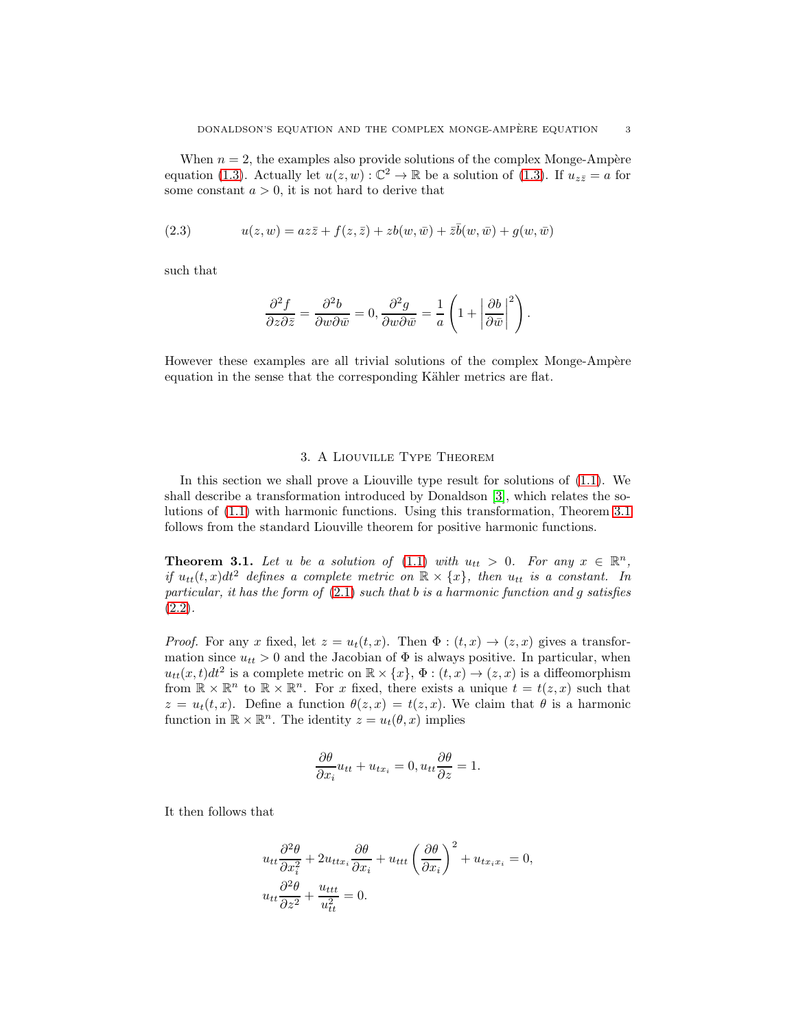When $n = 2$, the examples also provide solutions of the complex Monge-Ampère equation (1.3). Actually let $u(z,w) : \mathbb{C}^2 \to \mathbb{R}$ be a solution of (1.3). If $u_{z\bar{z}} = a$ for some constant $a > 0$, it is not hard to derive that

$$u(z,w) = az\bar{z} + f(z,\bar{z}) + zb(w,\bar{w}) + \bar{z}\bar{b}(w,\bar{w}) + g(w,\bar{w}) \tag{2.3}$$

such that

$$\frac{\partial^2 f}{\partial z \partial \bar{z}} = \frac{\partial^2 b}{\partial w \partial \bar{w}} = 0, \frac{\partial^2 g}{\partial w \partial \bar{w}} = \frac{1}{a}\left(1 + \left|\frac{\partial b}{\partial \bar{w}}\right|^2\right).$$

However these examples are all trivial solutions of the complex Monge-Ampère equation in the sense that the corresponding Kähler metrics are flat.

## 3. A Liouville Type Theorem

In this section we shall prove a Liouville type result for solutions of (1.1). We shall describe a transformation introduced by Donaldson [3], which relates the solutions of (1.1) with harmonic functions. Using this transformation, Theorem 3.1 follows from the standard Liouville theorem for positive harmonic functions.

**Theorem 3.1.** *Let $u$ be a solution of (1.1) with $u_{tt} > 0$. For any $x \in \mathbb{R}^n$, if $u_{tt}(t,x)dt^2$ defines a complete metric on $\mathbb{R} \times \{x\}$, then $u_{tt}$ is a constant. In particular, it has the form of (2.1) such that $b$ is a harmonic function and $g$ satisfies (2.2).*

*Proof.* For any $x$ fixed, let $z = u_t(t,x)$. Then $\Phi : (t,x) \to (z,x)$ gives a transformation since $u_{tt} > 0$ and the Jacobian of $\Phi$ is always positive. In particular, when $u_{tt}(x,t)dt^2$ is a complete metric on $\mathbb{R} \times \{x\}$, $\Phi : (t,x) \to (z,x)$ is a diffeomorphism from $\mathbb{R} \times \mathbb{R}^n$ to $\mathbb{R} \times \mathbb{R}^n$. For $x$ fixed, there exists a unique $t = t(z,x)$ such that $z = u_t(t,x)$. Define a function $\theta(z,x) = t(z,x)$. We claim that $\theta$ is a harmonic function in $\mathbb{R} \times \mathbb{R}^n$. The identity $z = u_t(\theta, x)$ implies

$$\frac{\partial \theta}{\partial x_i} u_{tt} + u_{tx_i} = 0, u_{tt}\frac{\partial \theta}{\partial z} = 1.$$

It then follows that

$$\begin{aligned}
&u_{tt}\frac{\partial^2 \theta}{\partial x_i^2} + 2u_{ttx_i}\frac{\partial \theta}{\partial x_i} + u_{ttt}\left(\frac{\partial \theta}{\partial x_i}\right)^2 + u_{tx_ix_i} = 0, \\
&u_{tt}\frac{\partial^2 \theta}{\partial z^2} + \frac{u_{ttt}}{u_{tt}^2} = 0.
\end{aligned}$$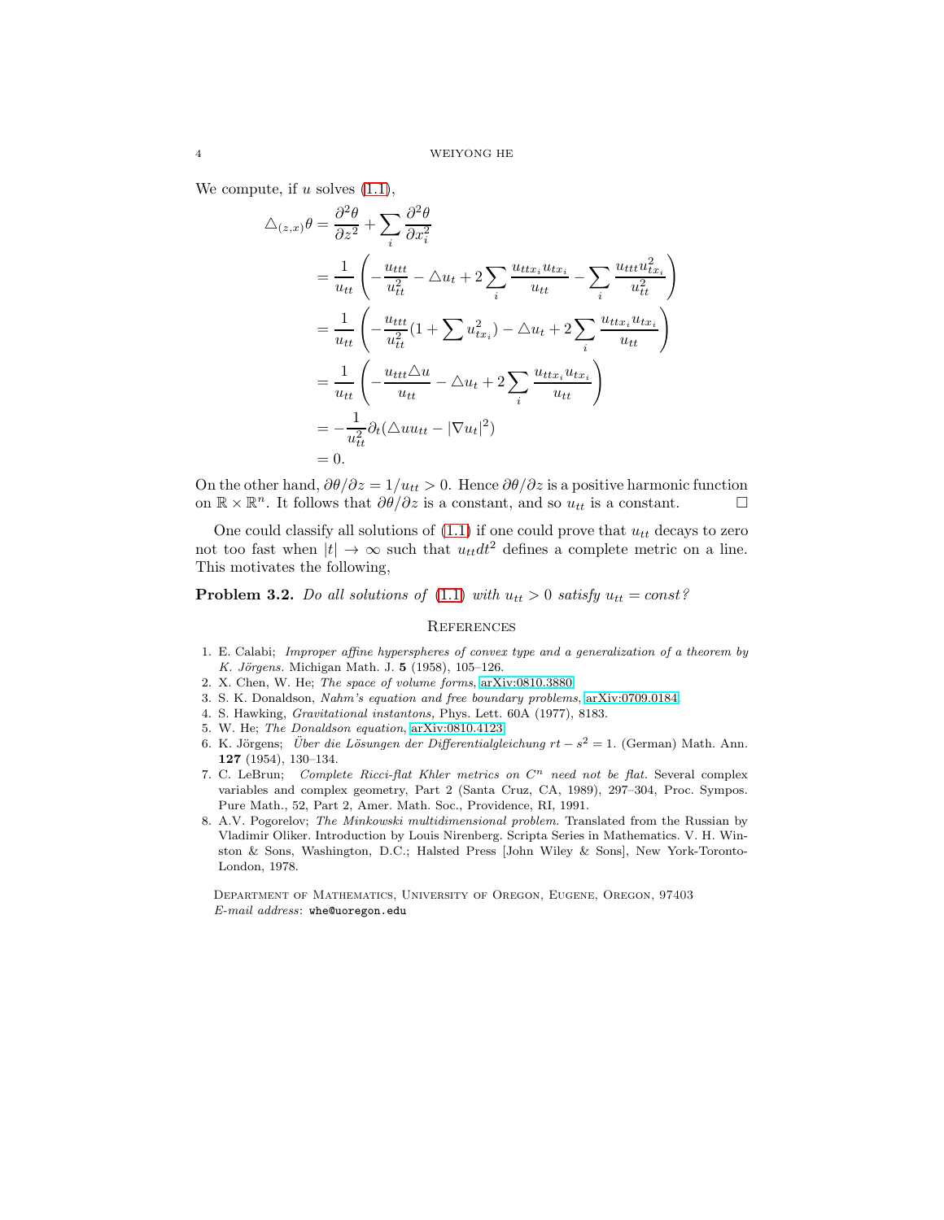We compute, if $u$ solves (1.1),

$$
\begin{aligned}
\triangle_{(z,x)}\theta &= \frac{\partial^2\theta}{\partial z^2} + \sum_i \frac{\partial^2\theta}{\partial x_i^2} \\
&= \frac{1}{u_{tt}}\left(-\frac{u_{ttt}}{u_{tt}^2} - \triangle u_t + 2\sum_i \frac{u_{ttx_i}u_{tx_i}}{u_{tt}} - \sum_i \frac{u_{ttt}u_{tx_i}^2}{u_{tt}^2}\right) \\
&= \frac{1}{u_{tt}}\left(-\frac{u_{ttt}}{u_{tt}^2}(1+\sum u_{tx_i}^2) - \triangle u_t + 2\sum_i \frac{u_{ttx_i}u_{tx_i}}{u_{tt}}\right) \\
&= \frac{1}{u_{tt}}\left(-\frac{u_{ttt}\triangle u}{u_{tt}} - \triangle u_t + 2\sum_i \frac{u_{ttx_i}u_{tx_i}}{u_{tt}}\right) \\
&= -\frac{1}{u_{tt}^2}\partial_t(\triangle u u_{tt} - |\nabla u_t|^2) \\
&= 0.
\end{aligned}
$$

On the other hand, $\partial\theta/\partial z = 1/u_{tt} > 0$. Hence $\partial\theta/\partial z$ is a positive harmonic function on $\mathbb{R}\times\mathbb{R}^n$. It follows that $\partial\theta/\partial z$ is a constant, and so $u_{tt}$ is a constant. □

One could classify all solutions of (1.1) if one could prove that $u_{tt}$ decays to zero not too fast when $|t|\to\infty$ such that $u_{tt}dt^2$ defines a complete metric on a line. This motivates the following,

**Problem 3.2.** *Do all solutions of (1.1) with $u_{tt} > 0$ satisfy $u_{tt} = const$?*

## References

1. E. Calabi; *Improper affine hyperspheres of convex type and a generalization of a theorem by K. Jörgens.* Michigan Math. J. **5** (1958), 105–126.
2. X. Chen, W. He; *The space of volume forms*, arXiv:0810.3880
3. S. K. Donaldson, *Nahm's equation and free boundary problems*, arXiv:0709.0184
4. S. Hawking, *Gravitational instantons,* Phys. Lett. 60A (1977), 8183.
5. W. He; *The Donaldson equation*, arXiv:0810.4123
6. K. Jörgens; *Über die Lösungen der Differentialgleichung $rt - s^2 = 1$.* (German) Math. Ann. **127** (1954), 130–134.
7. C. LeBrun; *Complete Ricci-flat Khler metrics on $C^n$ need not be flat.* Several complex variables and complex geometry, Part 2 (Santa Cruz, CA, 1989), 297–304, Proc. Sympos. Pure Math., 52, Part 2, Amer. Math. Soc., Providence, RI, 1991.
8. A.V. Pogorelov; *The Minkowski multidimensional problem.* Translated from the Russian by Vladimir Oliker. Introduction by Louis Nirenberg. Scripta Series in Mathematics. V. H. Winston & Sons, Washington, D.C.; Halsted Press [John Wiley & Sons], New York-Toronto-London, 1978.

Department of Mathematics, University of Oregon, Eugene, Oregon, 97403
*E-mail address*: whe@uoregon.edu